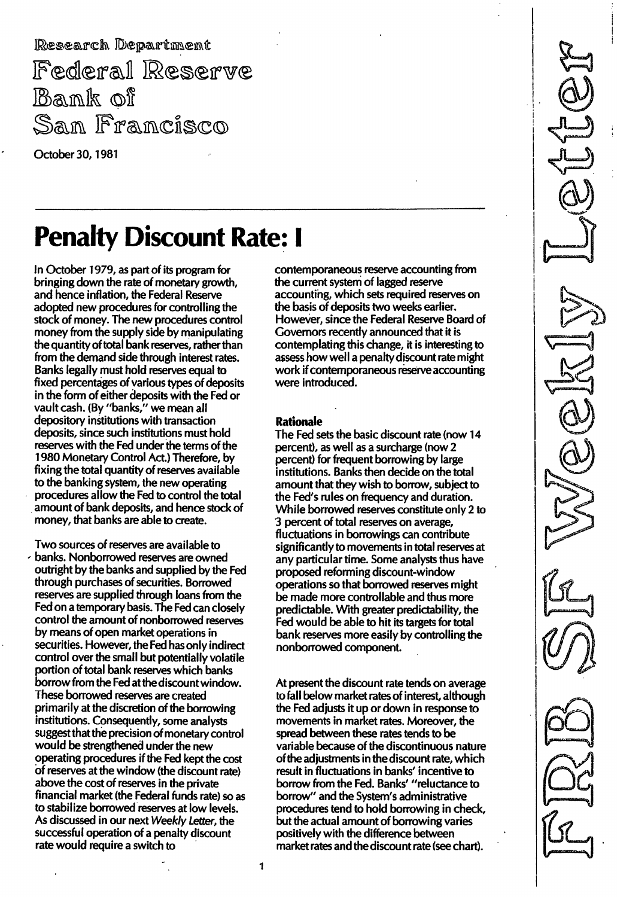Research Department

Federal Reserve Bank of San Francisco

October 30, 1981

FRBSF Weekly Letter

# Penalty Discount Rate: I

In October 1979, as part of its program for bringing down the rate of monetary growth, and hence inflation, the Federal Reserve adopted new procedures for controlling the stock of money. The new procedures control money from the supply side by manipulating the quantity of total bank reserves, rather than from the demand side through interest rates. Banks legally must hold reserves equal to fixed percentages of various types of deposits in the form of either deposits with the Fed or vault cash. (By "banks," we mean all depository institutions with transaction deposits, since such institutions must hold reserves with the Fed under the terms of the 1980 Monetary Control Act.) Therefore, by fixing the total quantity of reserves available to the banking system, the new operating procedures allow the Fed to control the total amount of bank deposits, and hence stock of money, that banks are able to create.

Two sources of reserves are available to banks. Nonborrowed reserves are owned outright by the banks and supplied by the Fed through purchases of securities. Borrowed reserves are supplied through loans from the Fed on a temporary basis. The Fed can closely control the amount of nonborrowed reserves by means of open market operations in securities. However, the Fed has only indirect control over the small but potentially volatile portion of total bank reserves which banks borrow from the Fed at the discount window. These borrowed reserves are created primarily at the discretion of the borrowing institutions. Consequently, some analysts suggest that the precision of monetary control would be strengthened under the new operating procedures if the Fed kept the cost of reserves at the window (the discount rate) above the cost of reserves in the private financial market (the Federal funds rate) so as to stabilize borrowed reserves at low levels. As discussed in our next *Weekly Letter*, the successful operation of a penalty discount rate would require a switch to contemporaneous reserve accounting from the current system of lagged reserve accounting, which sets required reserves on the basis of deposits two weeks earlier. However, since the Federal Reserve Board of Governors recently announced that it is contemplating this change, it is interesting to assess how well a penalty discount rate might work if contemporaneous reserve accounting were introduced.

### Rationale

The Fed sets the basic discount rate (now 14 percent), as well as a surcharge (now 2 percent) for frequent borrowing by large institutions. Banks then decide on the total amount that they wish to borrow, subject to the Fed's rules on frequency and duration. While borrowed reserves constitute only 2 to 3 percent of total reserves on average, fluctuations in borrowings can contribute significantly to movements in total reserves at any particular time. Some analysts thus have proposed reforming discount-window operations so that borrowed reserves might be made more controllable and thus more predictable. With greater predictability, the Fed would be able to hit its targets for total bank reserves more easily by controlling the nonborrowed component.

At present the discount rate tends on average to fall below market rates of interest, although the Fed adjusts it up or down in response to movements in market rates. Moreover, the spread between these rates tends to be variable because of the discontinuous nature of the adjustments in the discount rate, which result in fluctuations in banks' incentive to borrow from the Fed. Banks' "reluctance to borrow" and the System's administrative procedures tend to hold borrowing in check, but the actual amount of borrowing varies positively with the difference between market rates and the discount rate (see chart).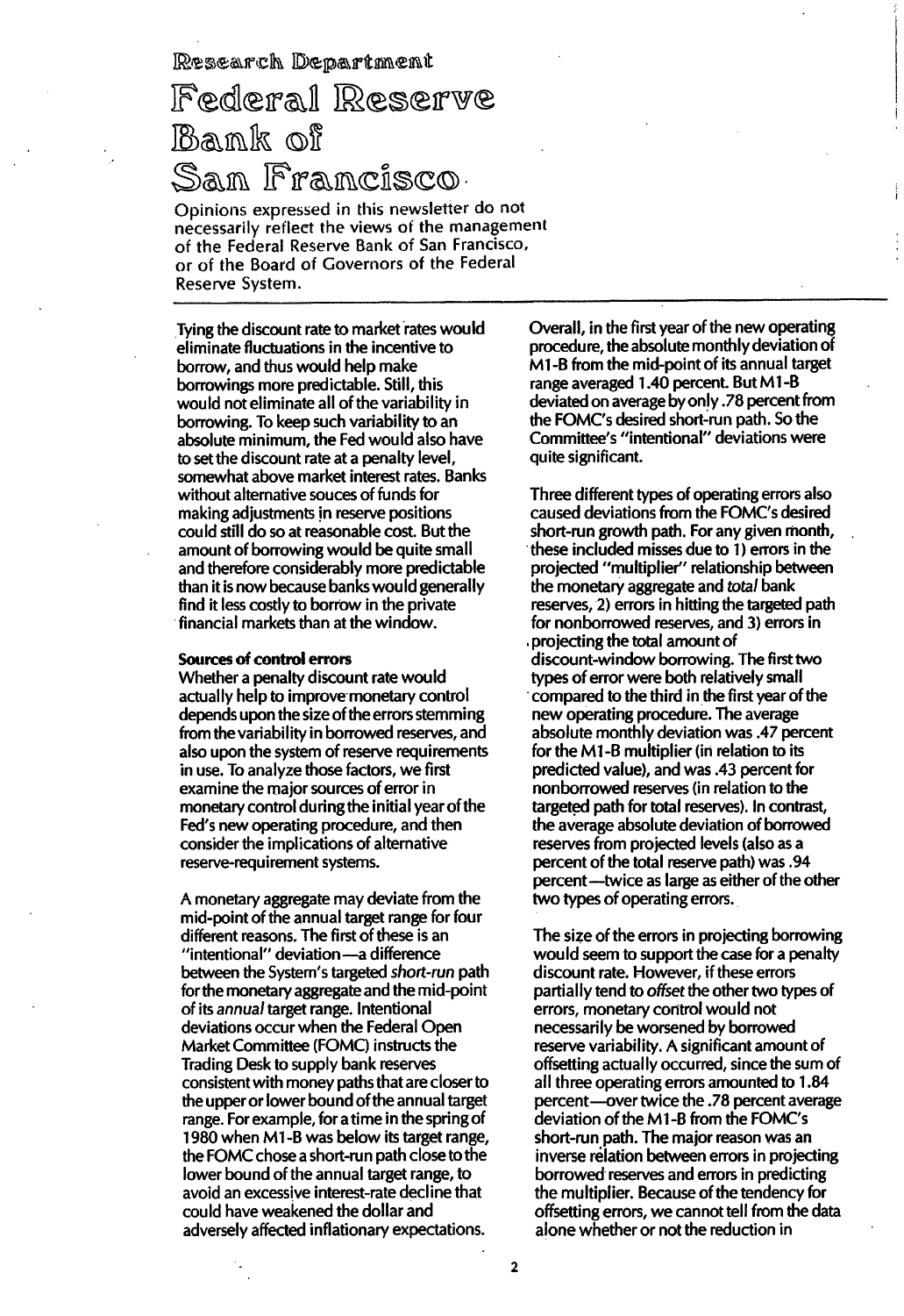Research Department

# Federal Reserve Bank of San Francisco

Opinions expressed in this newsletter do not necessarily reflect the views of the management of the Federal Reserve Bank of San Francisco, or of the Board of Governors of the Federal Reserve System.

Tying the discount rate to market rates would eliminate fluctuations in the incentive to borrow, and thus would help make borrowings more predictable. Still, this would not eliminate all of the variability in borrowing. To keep such variability to an absolute minimum, the Fed would also have to set the discount rate at a penalty level, somewhat above market interest rates. Banks without alternative souces of funds for making adjustments in reserve positions could still do so at reasonable cost. But the amount of borrowing would be quite small and therefore considerably more predictable than it is now because banks would generally find it less costly to borrow in the private financial markets than at the window.

**Sources of control errors**

Whether a penalty discount rate would actually help to improve monetary control depends upon the size of the errors stemming from the variability in borrowed reserves, and also upon the system of reserve requirements in use. To analyze those factors, we first examine the major sources of error in monetary control during the initial year of the Fed's new operating procedure, and then consider the implications of alternative reserve-requirement systems.

A monetary aggregate may deviate from the mid-point of the annual target range for four different reasons. The first of these is an "intentional" deviation—a difference between the System's targeted *short-run* path for the monetary aggregate and the mid-point of its *annual* target range. Intentional deviations occur when the Federal Open Market Committee (FOMC) instructs the Trading Desk to supply bank reserves consistent with money paths that are closer to the upper or lower bound of the annual target range. For example, for a time in the spring of 1980 when M1-B was below its target range, the FOMC chose a short-run path close to the lower bound of the annual target range, to avoid an excessive interest-rate decline that could have weakened the dollar and adversely affected inflationary expectations.

Overall, in the first year of the new operating procedure, the absolute monthly deviation of M1-B from the mid-point of its annual target range averaged 1.40 percent. But M1-B deviated on average by only .78 percent from the FOMC's desired short-run path. So the Committee's "intentional" deviations were quite significant.

Three different types of operating errors also caused deviations from the FOMC's desired short-run growth path. For any given month, these included misses due to 1) errors in the projected "multiplier" relationship between the monetary aggregate and *total* bank reserves, 2) errors in hitting the targeted path for nonborrowed reserves, and 3) errors in projecting the total amount of discount-window borrowing. The first two types of error were both relatively small compared to the third in the first year of the new operating procedure. The average absolute monthly deviation was .47 percent for the M1-B multiplier (in relation to its predicted value), and was .43 percent for nonborrowed reserves (in relation to the targeted path for total reserves). In contrast, the average absolute deviation of borrowed reserves from projected levels (also as a percent of the total reserve path) was .94 percent—twice as large as either of the other two types of operating errors.

The size of the errors in projecting borrowing would seem to support the case for a penalty discount rate. However, if these errors partially tend to *offset* the other two types of errors, monetary control would not necessarily be worsened by borrowed reserve variability. A significant amount of offsetting actually occurred, since the sum of all three operating errors amounted to 1.84 percent—over twice the .78 percent average deviation of the M1-B from the FOMC's short-run path. The major reason was an inverse relation between errors in projecting borrowed reserves and errors in predicting the multiplier. Because of the tendency for offsetting errors, we cannot tell from the data alone whether or not the reduction in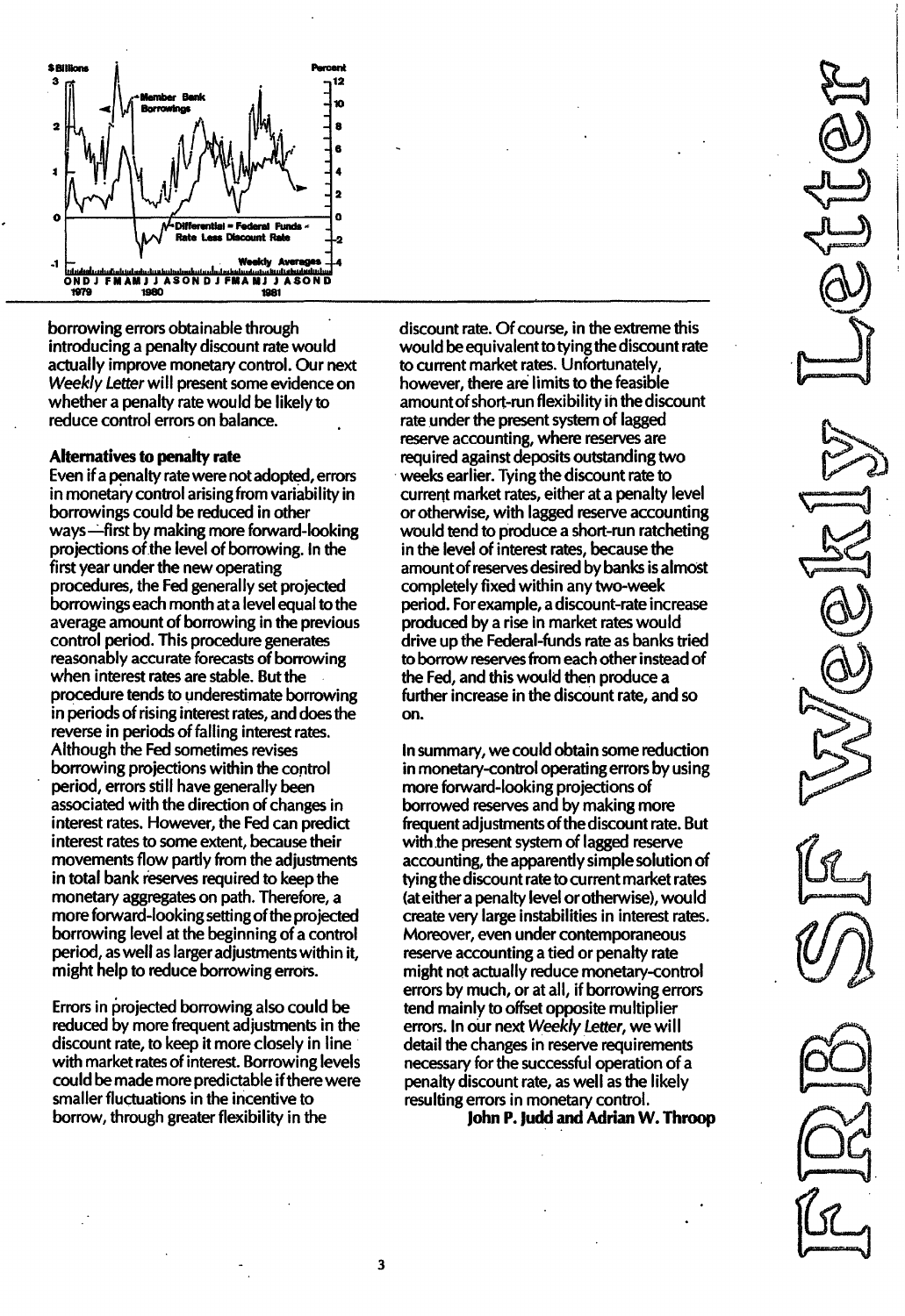borrowing errors obtainable through introducing a penalty discount rate would actually improve monetary control. Our next *Weekly Letter* will present some evidence on whether a penalty rate would be likely to reduce control errors on balance.

**Alternatives to penalty rate**

Even if a penalty rate were not adopted, errors in monetary control arising from variability in borrowings could be reduced in other ways—first by making more forward-looking projections of the level of borrowing. In the first year under the new operating procedures, the Fed generally set projected borrowings each month at a level equal to the average amount of borrowing in the previous control period. This procedure generates reasonably accurate forecasts of borrowing when interest rates are stable. But the procedure tends to underestimate borrowing in periods of rising interest rates, and does the reverse in periods of falling interest rates. Although the Fed sometimes revises borrowing projections within the control period, errors still have generally been associated with the direction of changes in interest rates. However, the Fed can predict interest rates to some extent, because their movements flow partly from the adjustments in total bank reserves required to keep the monetary aggregates on path. Therefore, a more forward-looking setting of the projected borrowing level at the beginning of a control period, as well as larger adjustments within it, might help to reduce borrowing errors.

Errors in projected borrowing also could be reduced by more frequent adjustments in the discount rate, to keep it more closely in line with market rates of interest. Borrowing levels could be made more predictable if there were smaller fluctuations in the incentive to borrow, through greater flexibility in the discount rate. Of course, in the extreme this would be equivalent to tying the discount rate to current market rates. Unfortunately, however, there are limits to the feasible amount of short-run flexibility in the discount rate under the present system of lagged reserve accounting, where reserves are required against deposits outstanding two weeks earlier. Tying the discount rate to current market rates, either at a penalty level or otherwise, with lagged reserve accounting would tend to produce a short-run ratcheting in the level of interest rates, because the amount of reserves desired by banks is almost completely fixed within any two-week period. For example, a discount-rate increase produced by a rise in market rates would drive up the Federal-funds rate as banks tried to borrow reserves from each other instead of the Fed, and this would then produce a further increase in the discount rate, and so on.

In summary, we could obtain some reduction in monetary-control operating errors by using more forward-looking projections of borrowed reserves and by making more frequent adjustments of the discount rate. But with the present system of lagged reserve accounting, the apparently simple solution of tying the discount rate to current market rates (at either a penalty level or otherwise), would create very large instabilities in interest rates. Moreover, even under contemporaneous reserve accounting a tied or penalty rate might not actually reduce monetary-control errors by much, or at all, if borrowing errors tend mainly to offset opposite multiplier errors. In our next *Weekly Letter*, we will detail the changes in reserve requirements necessary for the successful operation of a penalty discount rate, as well as the likely resulting errors in monetary control.

**John P. Judd and Adrian W. Throop**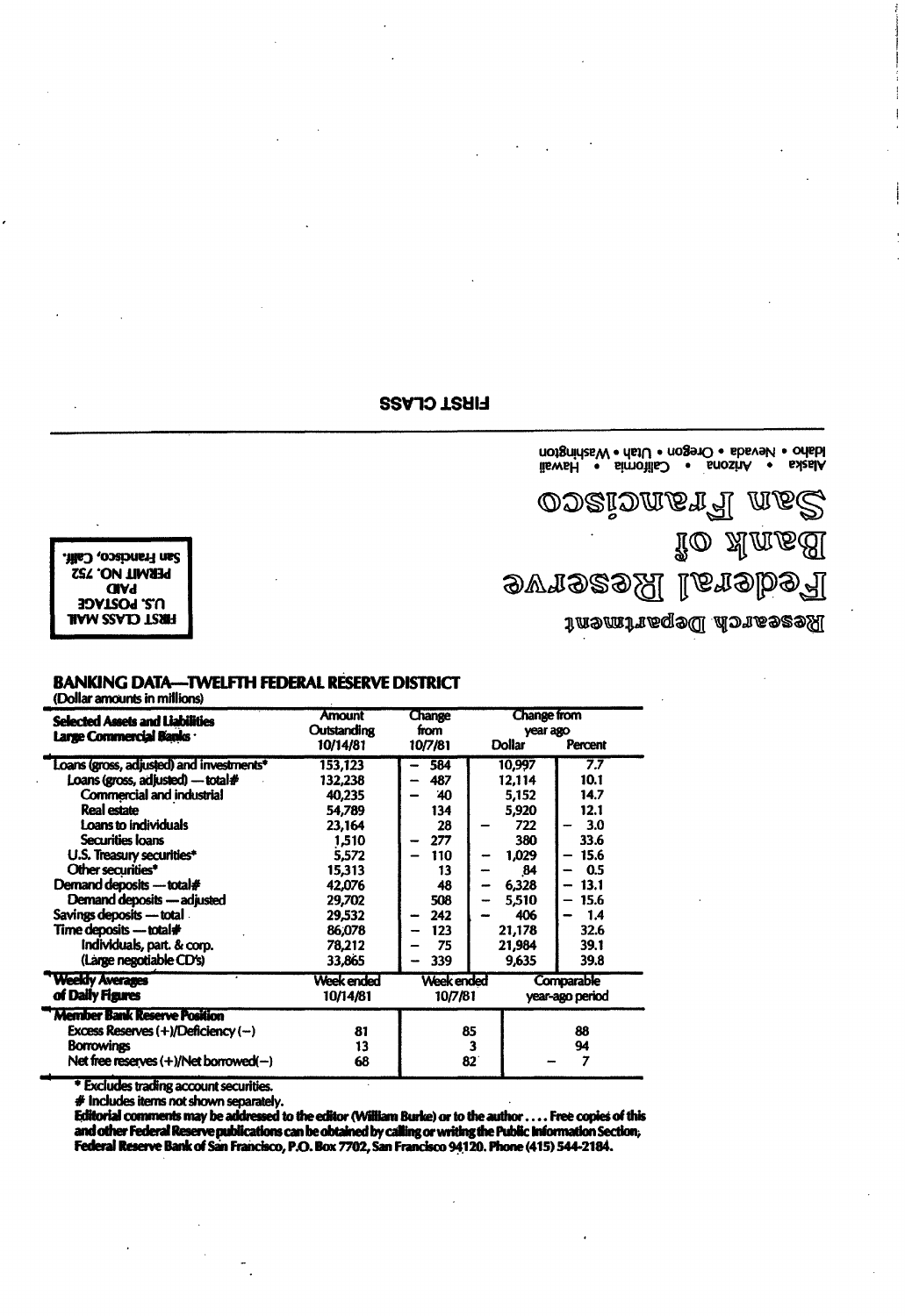FIRST CLASS

Research Department

Federal Reserve Bank of San Francisco

Alaska • Arizona • California • Hawaii
Idaho • Nevada • Oregon • Utah • Washington

FIRST CLASS MAIL
U.S. POSTAGE
PAID
PERMIT NO. 752
San Francisco, Calif.

## BANKING DATA—TWELFTH FEDERAL RESERVE DISTRICT

(Dollar amounts in millions)

| Selected Assets and Liabilities Large Commercial Banks | Amount Outstanding 10/14/81 | Change from 10/7/81 | Change from year ago Dollar | Change from year ago Percent |
|---|---|---|---|---|
| Loans (gross, adjusted) and investments* | 153,123 | − 584 | 10,997 | 7.7 |
| Loans (gross, adjusted) — total# | 132,238 | − 487 | 12,114 | 10.1 |
| Commercial and industrial | 40,235 | − 40 | 5,152 | 14.7 |
| Real estate | 54,789 | 134 | 5,920 | 12.1 |
| Loans to individuals | 23,164 | 28 | − 722 | − 3.0 |
| Securities loans | 1,510 | − 277 | 380 | 33.6 |
| U.S. Treasury securities* | 5,572 | − 110 | − 1,029 | − 15.6 |
| Other securities* | 15,313 | 13 | − 84 | − 0.5 |
| Demand deposits — total# | 42,076 | 48 | − 6,328 | − 13.1 |
| Demand deposits — adjusted | 29,702 | 508 | − 5,510 | − 15.6 |
| Savings deposits — total | 29,532 | − 242 | − 406 | − 1.4 |
| Time deposits — total# | 86,078 | − 123 | 21,178 | 32.6 |
| Individuals, part. & corp. | 78,212 | − 75 | 21,984 | 39.1 |
| (Large negotiable CD's) | 33,865 | − 339 | 9,635 | 39.8 |

| Weekly Averages of Daily Figures | Week ended 10/14/81 | Week ended 10/7/81 | Comparable year-ago period |
|---|---|---|---|
| **Member Bank Reserve Position** | | | |
| Excess Reserves (+)/Deficiency (−) | 81 | 85 | 88 |
| Borrowings | 13 | 3 | 94 |
| Net free reserves (+)/Net borrowed(−) | 68 | 82 | − 7 |

\* Excludes trading account securities.

\# Includes items not shown separately.

**Editorial comments may be addressed to the editor (William Burke) or to the author . . . . Free copies of this and other Federal Reserve publications can be obtained by calling or writing the Public Information Section, Federal Reserve Bank of San Francisco, P.O. Box 7702, San Francisco 94120. Phone (415) 544-2184.**